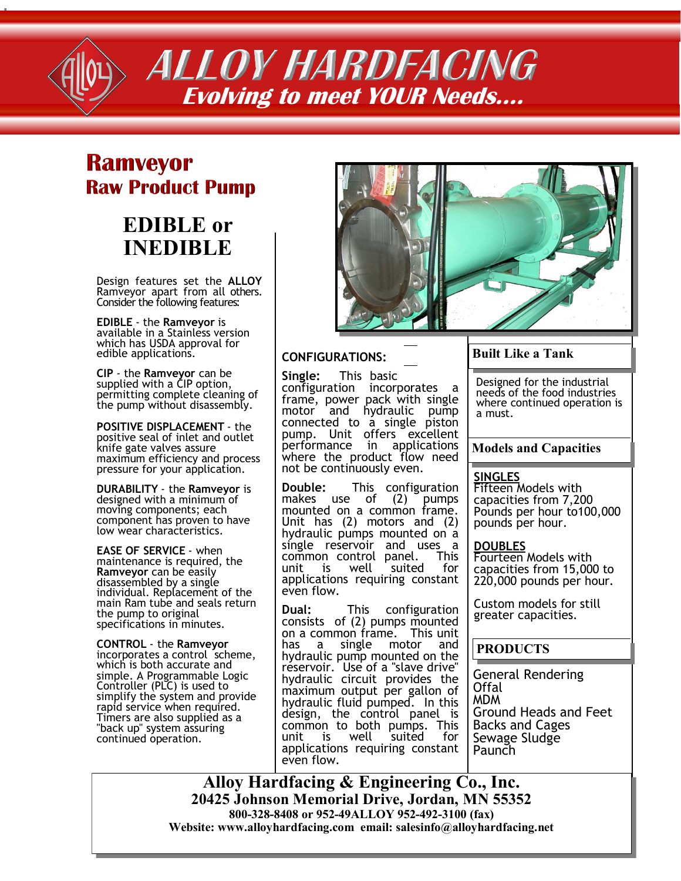# ALLOY HARDFACING

*Evolving to meet YOUR Needs....*

## Ramveyor
## Raw Product Pump

### EDIBLE or INEDIBLE

Design features set the **ALLOY** Ramveyor apart from all others. Consider the following features:

**EDIBLE** - the **Ramveyor** is available in a Stainless version which has USDA approval for edible applications.

**CIP** - the **Ramveyor** can be supplied with a CIP option, permitting complete cleaning of the pump without disassembly.

**POSITIVE DISPLACEMENT** - the positive seal of inlet and outlet knife gate valves assure maximum efficiency and process pressure for your application.

**DURABILITY** - the **Ramveyor** is designed with a minimum of moving components; each component has proven to have low wear characteristics.

**EASE OF SERVICE** - when maintenance is required, the **Ramveyor** can be easily disassembled by a single individual. Replacement of the main Ram tube and seals return the pump to original specifications in minutes.

**CONTROL** - the **Ramveyor** incorporates a control scheme, which is both accurate and simple. A Programmable Logic Controller (PLC) is used to simplify the system and provide rapid service when required. Timers are also supplied as a "back up" system assuring continued operation.

**CONFIGURATIONS:**

**Single:** This basic configuration incorporates a frame, power pack with single motor and hydraulic pump connected to a single piston pump. Unit offers excellent performance in applications where the product flow need not be continuously even.

**Double:** This configuration makes use of (2) pumps mounted on a common frame. Unit has (2) motors and (2) hydraulic pumps mounted on a single reservoir and uses a common control panel. This unit is well suited for applications requiring constant even flow.

**Dual:** This configuration consists of (2) pumps mounted on a common frame. This unit has a single motor and hydraulic pump mounted on the reservoir. Use of a "slave drive" hydraulic circuit provides the maximum output per gallon of hydraulic fluid pumped. In this design, the control panel is common to both pumps. This unit is well suited for applications requiring constant even flow.

**Built Like a Tank**

Designed for the industrial needs of the food industries where continued operation is a must.

**Models and Capacities**

**SINGLES**
Fifteen Models with capacities from 7,200 Pounds per hour to100,000 pounds per hour.

**DOUBLES**
Fourteen Models with capacities from 15,000 to 220,000 pounds per hour.

Custom models for still greater capacities.

**PRODUCTS**

General Rendering
Offal
MDM
Ground Heads and Feet
Backs and Cages
Sewage Sludge
Paunch

**Alloy Hardfacing & Engineering Co., Inc.**
**20425 Johnson Memorial Drive, Jordan, MN 55352**
**800-328-8408 or 952-49ALLOY 952-492-3100 (fax)**
**Website: www.alloyhardfacing.com email: salesinfo@alloyhardfacing.net**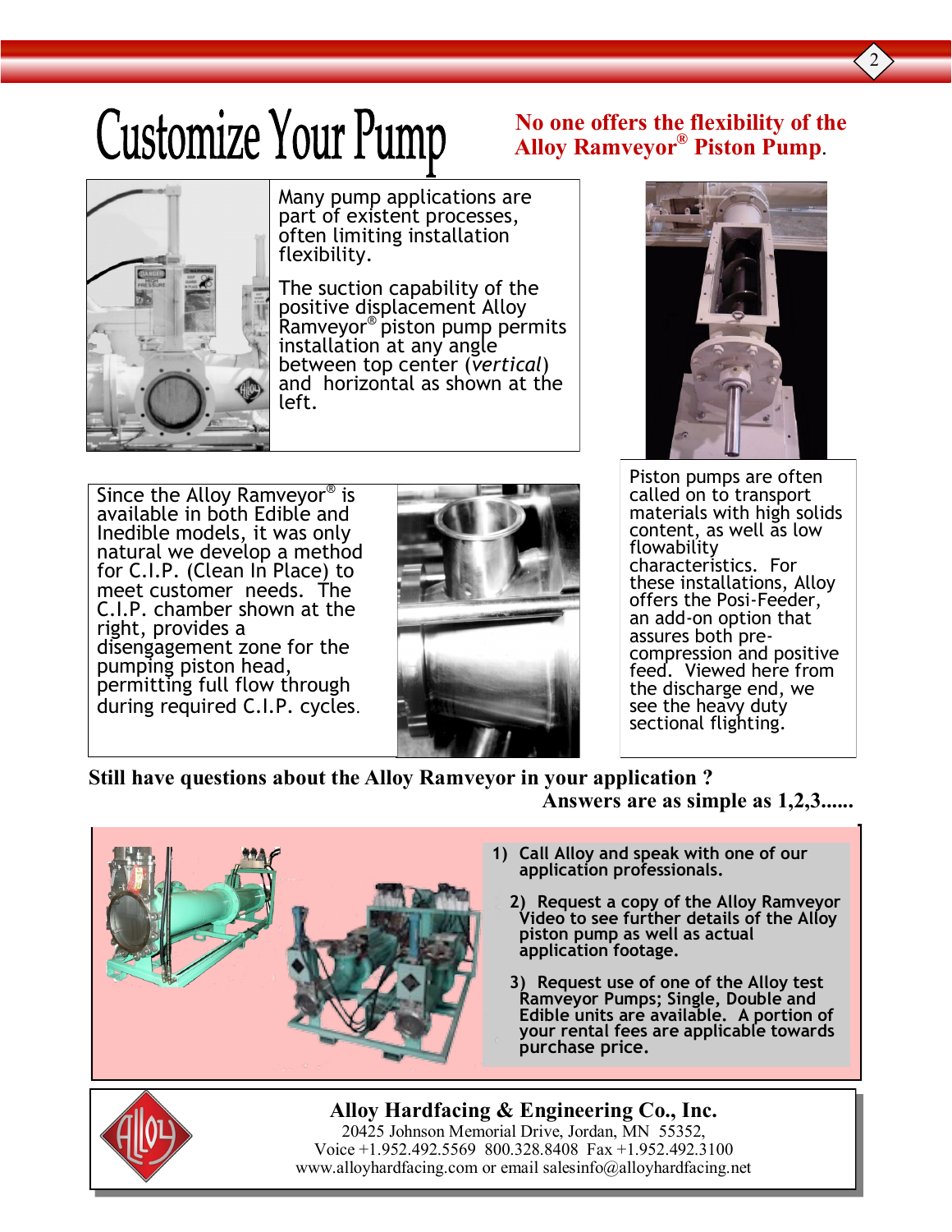# Customize Your Pump

**No one offers the flexibility of the Alloy Ramveyor® Piston Pump.**

Many pump applications are part of existent processes, often limiting installation flexibility.

The suction capability of the positive displacement Alloy Ramveyor® piston pump permits installation at any angle between top center (*vertical*) and horizontal as shown at the left.

Piston pumps are often called on to transport materials with high solids content, as well as low flowability characteristics. For these installations, Alloy offers the Posi-Feeder, an add-on option that assures both pre-compression and positive feed. Viewed here from the discharge end, we see the heavy duty sectional flighting.

Since the Alloy Ramveyor® is available in both Edible and Inedible models, it was only natural we develop a method for C.I.P. (Clean In Place) to meet customer needs. The C.I.P. chamber shown at the right, provides a disengagement zone for the pumping piston head, permitting full flow through during required C.I.P. cycles.

**Still have questions about the Alloy Ramveyor in your application ?**
**Answers are as simple as 1,2,3......**

1) **Call Alloy and speak with one of our application professionals.**
2) **Request a copy of the Alloy Ramveyor Video to see further details of the Alloy piston pump as well as actual application footage.**
3) **Request use of one of the Alloy test Ramveyor Pumps; Single, Double and Edible units are available. A portion of your rental fees are applicable towards purchase price.**

**Alloy Hardfacing & Engineering Co., Inc.**
20425 Johnson Memorial Drive, Jordan, MN 55352,
Voice +1.952.492.5569 800.328.8408 Fax +1.952.492.3100
www.alloyhardfacing.com or email salesinfo@alloyhardfacing.net